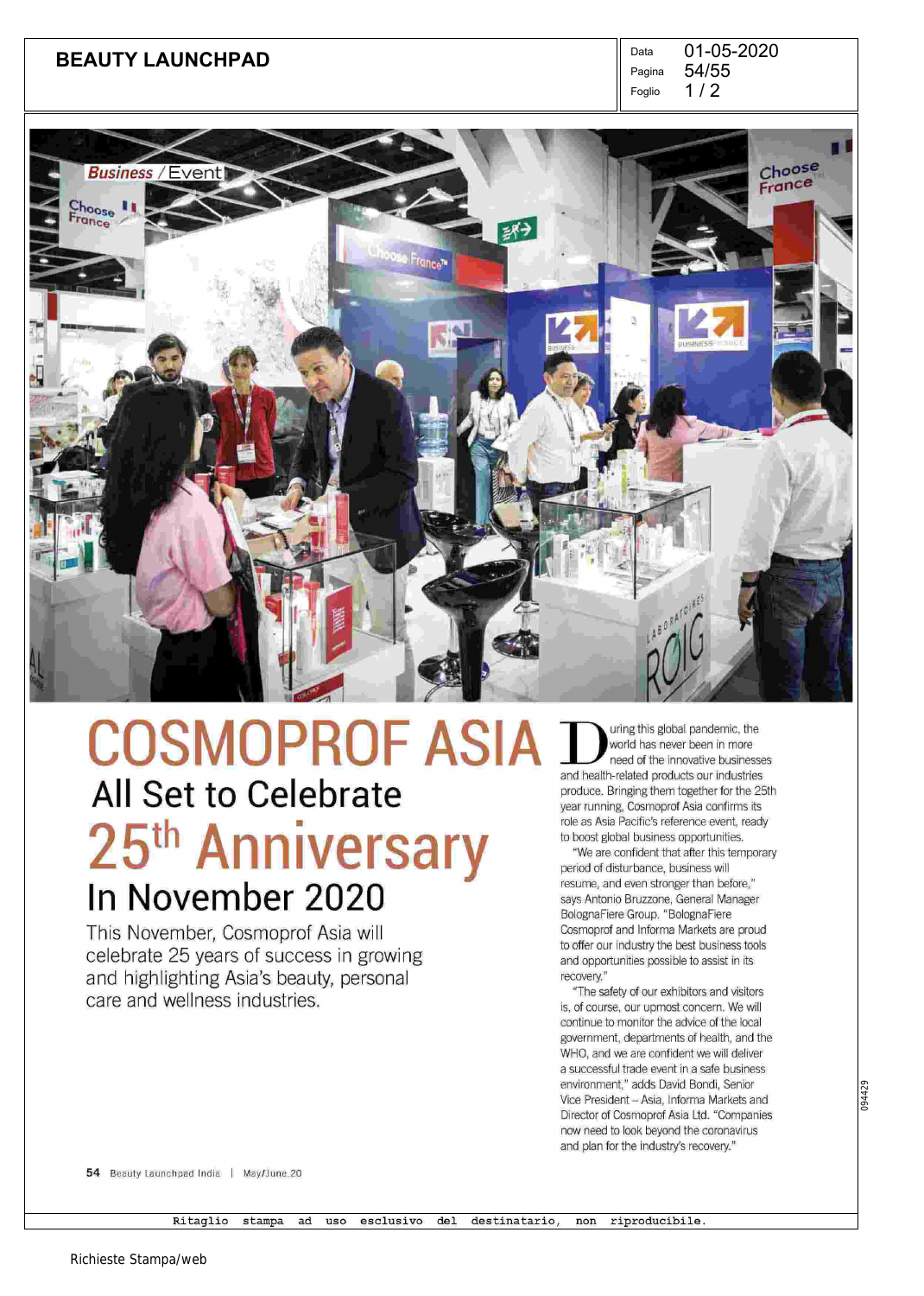Business / Event

# COSMOPROF ASIA

## All Set to Celebrate 25th Anniversary In November 2020

This November, Cosmoprof Asia will celebrate 25 years of success in growing and highlighting Asia's beauty, personal care and wellness industries.

During this global pandemic, the world has never been in more need of the innovative businesses and health-related products our industries produce. Bringing them together for the 25th year running, Cosmoprof Asia confirms its role as Asia Pacific's reference event, ready to boost global business opportunities.

"We are confident that after this temporary period of disturbance, business will resume, and even stronger than before," says Antonio Bruzzone, General Manager BolognaFiere Group. "BolognaFiere Cosmoprof and Informa Markets are proud to offer our industry the best business tools and opportunities possible to assist in its recovery."

"The safety of our exhibitors and visitors is, of course, our upmost concern. We will continue to monitor the advice of the local government, departments of health, and the WHO, and we are confident we will deliver a successful trade event in a safe business environment," adds David Bondi, Senior Vice President – Asia, Informa Markets and Director of Cosmoprof Asia Ltd. "Companies now need to look beyond the coronavirus and plan for the industry's recovery."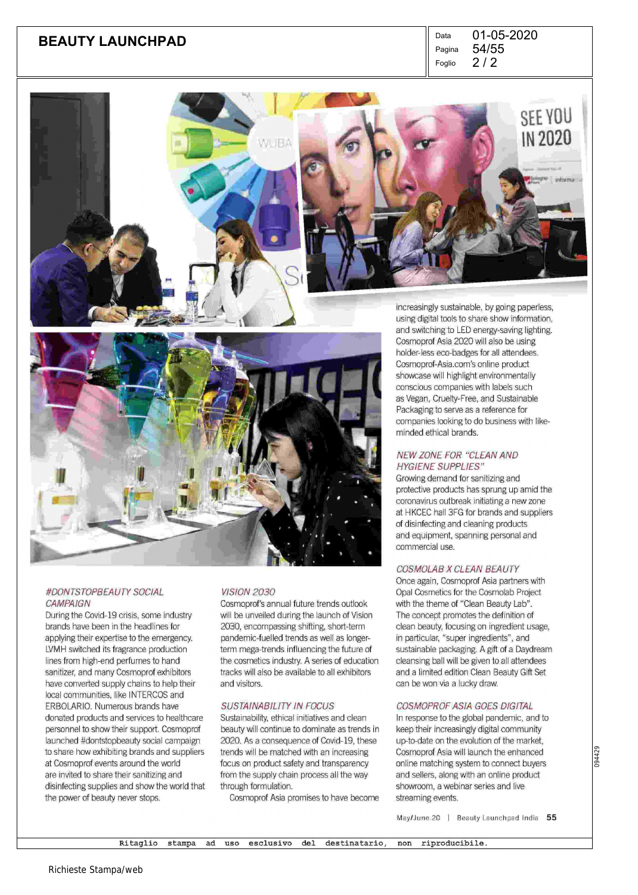increasingly sustainable, by going paperless, using digital tools to share show information, and switching to LED energy-saving lighting. Cosmoprof Asia 2020 will also be using holder-less eco-badges for all attendees. Cosmoprof-Asia.com's online product showcase will highlight environmentally conscious companies with labels such as Vegan, Cruelty-Free, and Sustainable Packaging to serve as a reference for companies looking to do business with like-minded ethical brands.

### NEW ZONE FOR "CLEAN AND HYGIENE SUPPLIES"

Growing demand for sanitizing and protective products has sprung up amid the coronavirus outbreak initiating a new zone at HKCEC hall 3FG for brands and suppliers of disinfecting and cleaning products and equipment, spanning personal and commercial use.

### COSMOLAB X CLEAN BEAUTY

Once again, Cosmoprof Asia partners with Opal Cosmetics for the Cosmolab Project with the theme of "Clean Beauty Lab". The concept promotes the definition of clean beauty, focusing on ingredient usage, in particular, "super ingredients", and sustainable packaging. A gift of a Daydream cleansing ball will be given to all attendees and a limited edition Clean Beauty Gift Set can be won via a lucky draw.

### COSMOPROF ASIA GOES DIGITAL

In response to the global pandemic, and to keep their increasingly digital community up-to-date on the evolution of the market, Cosmoprof Asia will launch the enhanced online matching system to connect buyers and sellers, along with an online product showroom, a webinar series and live streaming events.

### #DONTSTOPBEAUTY SOCIAL CAMPAIGN

During the Covid-19 crisis, some industry brands have been in the headlines for applying their expertise to the emergency. LVMH switched its fragrance production lines from high-end perfumes to hand sanitizer, and many Cosmoprof exhibitors have converted supply chains to help their local communities, like INTERCOS and ERBOLARIO. Numerous brands have donated products and services to healthcare personnel to show their support. Cosmoprof launched #dontstopbeauty social campaign to share how exhibiting brands and suppliers at Cosmoprof events around the world are invited to share their sanitizing and disinfecting supplies and show the world that the power of beauty never stops.

### VISION 2030

Cosmoprof's annual future trends outlook will be unveiled during the launch of Vision 2030, encompassing shifting, short-term pandemic-fuelled trends as well as longer-term mega-trends influencing the future of the cosmetics industry. A series of education tracks will also be available to all exhibitors and visitors.

### SUSTAINABILITY IN FOCUS

Sustainability, ethical initiatives and clean beauty will continue to dominate as trends in 2020. As a consequence of Covid-19, these trends will be matched with an increasing focus on product safety and transparency from the supply chain process all the way through formulation.

Cosmoprof Asia promises to have become